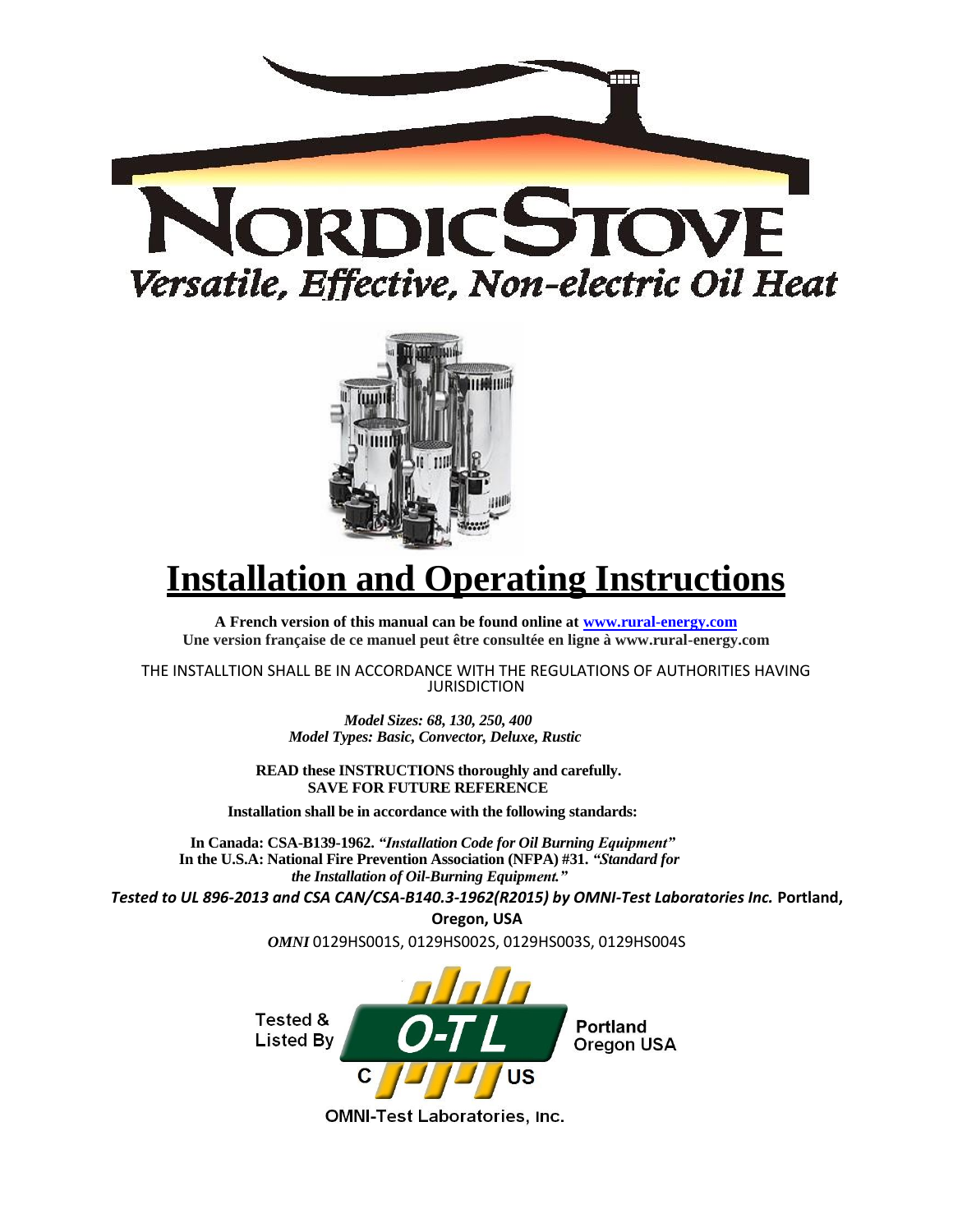# NORDICSTOVE

*Versatile, Effective, Non-electric Oil Heat*

# Installation and Operating Instructions

**A French version of this manual can be found online at [www.rural-energy.com](http://www.rural-energy.com)**
**Une version française de ce manuel peut être consultée en ligne à www.rural-energy.com**

THE INSTALLTION SHALL BE IN ACCORDANCE WITH THE REGULATIONS OF AUTHORITIES HAVING JURISDICTION

***Model Sizes: 68, 130, 250, 400***
***Model Types: Basic, Convector, Deluxe, Rustic***

**READ these INSTRUCTIONS thoroughly and carefully.**
**SAVE FOR FUTURE REFERENCE**

**Installation shall be in accordance with the following standards:**

**In Canada: CSA-B139-1962.** ***"Installation Code for Oil Burning Equipment"***
**In the U.S.A: National Fire Prevention Association (NFPA) #31.** ***"Standard for the Installation of Oil-Burning Equipment."***

***Tested to UL 896-2013 and CSA CAN/CSA-B140.3-1962(R2015) by OMNI-Test Laboratories Inc.*** **Portland, Oregon, USA**

*OMNI* 0129HS001S, 0129HS002S, 0129HS003S, 0129HS004S

Tested & Listed By O-T-L C US Portland Oregon USA

OMNI-Test Laboratories, Inc.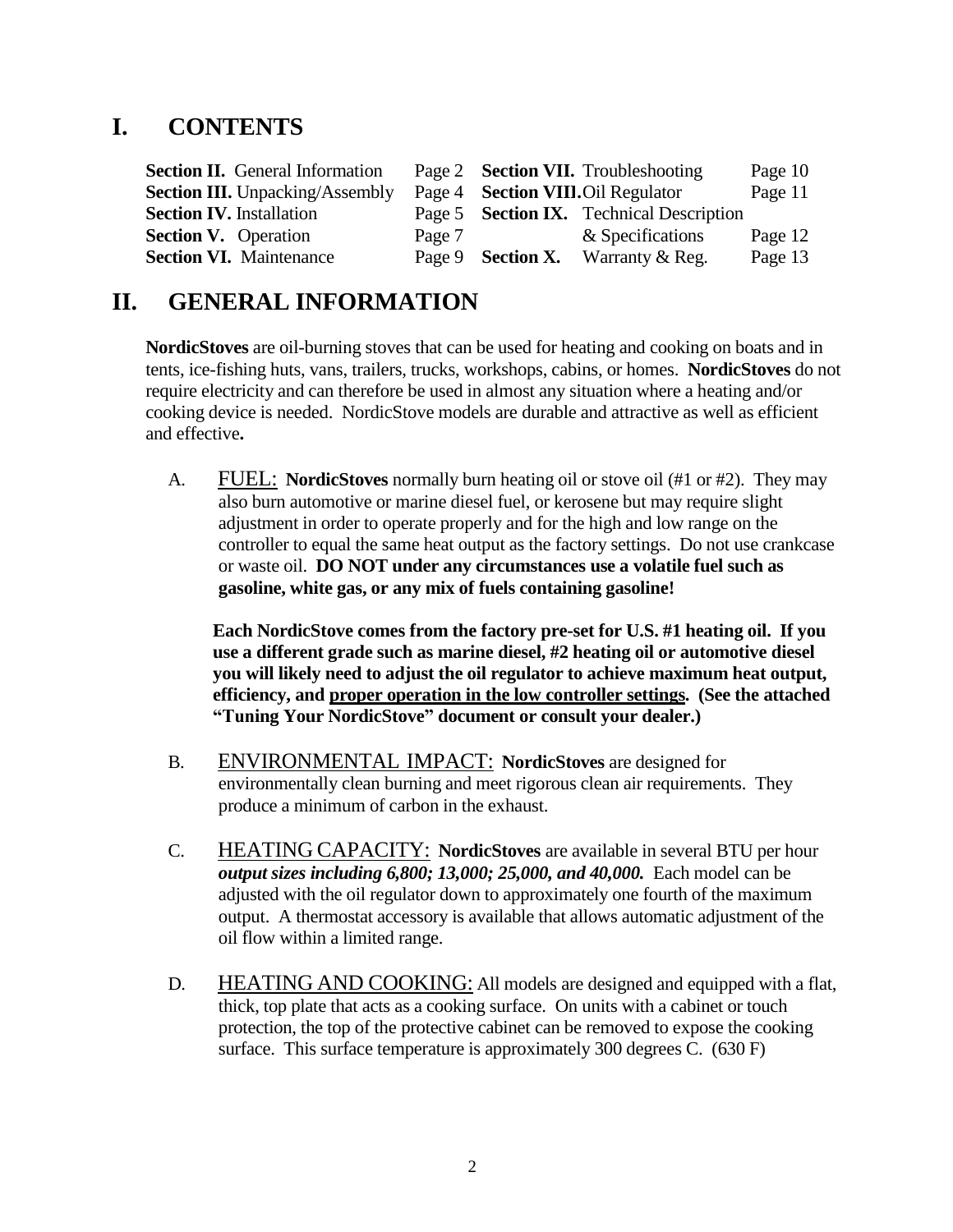# I. CONTENTS

| | | | | |
|---|---|---|---|---|
| **Section II.** General Information | Page 2 | **Section VII.** | Troubleshooting | Page 10 |
| **Section III.** Unpacking/Assembly | Page 4 | **Section VIII.** | Oil Regulator | Page 11 |
| **Section IV.** Installation | Page 5 | **Section IX.** | Technical Description & Specifications | Page 12 |
| **Section V.** Operation | Page 7 | | | |
| **Section VI.** Maintenance | Page 9 | **Section X.** | Warranty & Reg. | Page 13 |

# II. GENERAL INFORMATION

**NordicStoves** are oil-burning stoves that can be used for heating and cooking on boats and in tents, ice-fishing huts, vans, trailers, trucks, workshops, cabins, or homes. **NordicStoves** do not require electricity and can therefore be used in almost any situation where a heating and/or cooking device is needed. NordicStove models are durable and attractive as well as efficient and effective**.**

A. <u>FUEL:</u> **NordicStoves** normally burn heating oil or stove oil (#1 or #2). They may also burn automotive or marine diesel fuel, or kerosene but may require slight adjustment in order to operate properly and for the high and low range on the controller to equal the same heat output as the factory settings. Do not use crankcase or waste oil. **DO NOT under any circumstances use a volatile fuel such as gasoline, white gas, or any mix of fuels containing gasoline!**

**Each NordicStove comes from the factory pre-set for U.S. #1 heating oil. If you use a different grade such as marine diesel, #2 heating oil or automotive diesel you will likely need to adjust the oil regulator to achieve maximum heat output, efficiency, and <u>proper operation in the low controller settings</u>. (See the attached "Tuning Your NordicStove" document or consult your dealer.)**

B. <u>ENVIRONMENTAL IMPACT:</u> **NordicStoves** are designed for environmentally clean burning and meet rigorous clean air requirements. They produce a minimum of carbon in the exhaust.

C. <u>HEATING CAPACITY:</u> **NordicStoves** are available in several BTU per hour ***output sizes including 6,800; 13,000; 25,000, and 40,000.*** Each model can be adjusted with the oil regulator down to approximately one fourth of the maximum output. A thermostat accessory is available that allows automatic adjustment of the oil flow within a limited range.

D. <u>HEATING AND COOKING:</u> All models are designed and equipped with a flat, thick, top plate that acts as a cooking surface. On units with a cabinet or touch protection, the top of the protective cabinet can be removed to expose the cooking surface. This surface temperature is approximately 300 degrees C. (630 F)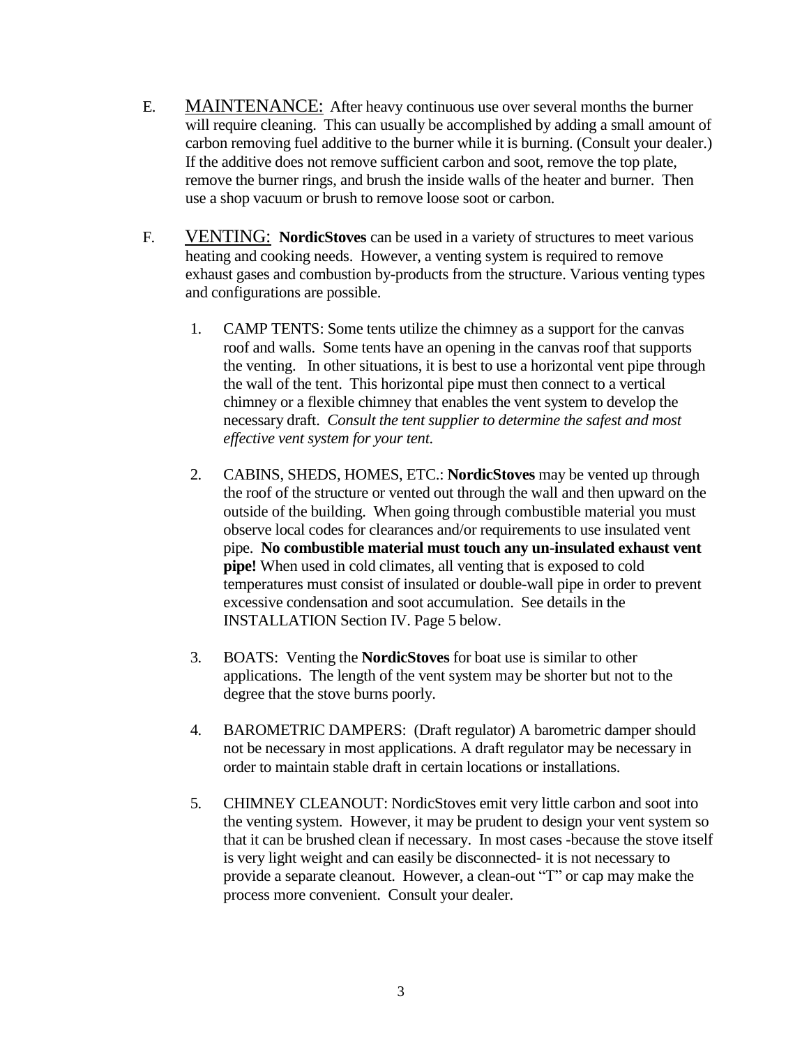E. <u>MAINTENANCE:</u> After heavy continuous use over several months the burner will require cleaning. This can usually be accomplished by adding a small amount of carbon removing fuel additive to the burner while it is burning. (Consult your dealer.) If the additive does not remove sufficient carbon and soot, remove the top plate, remove the burner rings, and brush the inside walls of the heater and burner. Then use a shop vacuum or brush to remove loose soot or carbon.

F. <u>VENTING:</u> **NordicStoves** can be used in a variety of structures to meet various heating and cooking needs. However, a venting system is required to remove exhaust gases and combustion by-products from the structure. Various venting types and configurations are possible.

1. CAMP TENTS: Some tents utilize the chimney as a support for the canvas roof and walls. Some tents have an opening in the canvas roof that supports the venting. In other situations, it is best to use a horizontal vent pipe through the wall of the tent. This horizontal pipe must then connect to a vertical chimney or a flexible chimney that enables the vent system to develop the necessary draft. *Consult the tent supplier to determine the safest and most effective vent system for your tent.*

2. CABINS, SHEDS, HOMES, ETC.: **NordicStoves** may be vented up through the roof of the structure or vented out through the wall and then upward on the outside of the building. When going through combustible material you must observe local codes for clearances and/or requirements to use insulated vent pipe. **No combustible material must touch any un-insulated exhaust vent pipe!** When used in cold climates, all venting that is exposed to cold temperatures must consist of insulated or double-wall pipe in order to prevent excessive condensation and soot accumulation. See details in the INSTALLATION Section IV. Page 5 below.

3. BOATS: Venting the **NordicStoves** for boat use is similar to other applications. The length of the vent system may be shorter but not to the degree that the stove burns poorly.

4. BAROMETRIC DAMPERS: (Draft regulator) A barometric damper should not be necessary in most applications. A draft regulator may be necessary in order to maintain stable draft in certain locations or installations.

5. CHIMNEY CLEANOUT: NordicStoves emit very little carbon and soot into the venting system. However, it may be prudent to design your vent system so that it can be brushed clean if necessary. In most cases -because the stove itself is very light weight and can easily be disconnected- it is not necessary to provide a separate cleanout. However, a clean-out "T" or cap may make the process more convenient. Consult your dealer.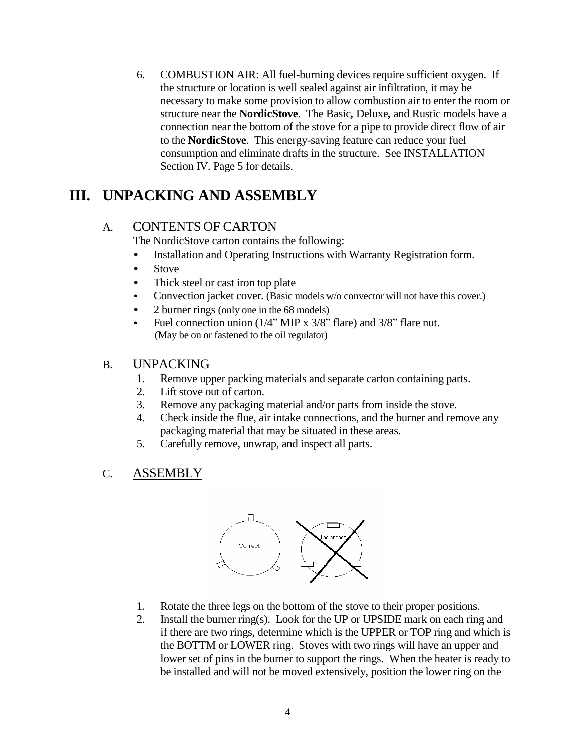6. COMBUSTION AIR: All fuel-burning devices require sufficient oxygen. If the structure or location is well sealed against air infiltration, it may be necessary to make some provision to allow combustion air to enter the room or structure near the **NordicStove**. The Basic**,** Deluxe**,** and Rustic models have a connection near the bottom of the stove for a pipe to provide direct flow of air to the **NordicStove**. This energy-saving feature can reduce your fuel consumption and eliminate drafts in the structure. See INSTALLATION Section IV. Page 5 for details.

# III. UNPACKING AND ASSEMBLY

## A. CONTENTS OF CARTON

The NordicStove carton contains the following:

- Installation and Operating Instructions with Warranty Registration form.
- Stove
- Thick steel or cast iron top plate
- Convection jacket cover. (Basic models w/o convector will not have this cover.)
- 2 burner rings (only one in the 68 models)
- Fuel connection union (1/4" MIP x 3/8" flare) and 3/8" flare nut. (May be on or fastened to the oil regulator)

## B. UNPACKING

1. Remove upper packing materials and separate carton containing parts.
2. Lift stove out of carton.
3. Remove any packaging material and/or parts from inside the stove.
4. Check inside the flue, air intake connections, and the burner and remove any packaging material that may be situated in these areas.
5. Carefully remove, unwrap, and inspect all parts.

## C. ASSEMBLY

Correct

Incorrect

1. Rotate the three legs on the bottom of the stove to their proper positions.
2. Install the burner ring(s). Look for the UP or UPSIDE mark on each ring and if there are two rings, determine which is the UPPER or TOP ring and which is the BOTTM or LOWER ring. Stoves with two rings will have an upper and lower set of pins in the burner to support the rings. When the heater is ready to be installed and will not be moved extensively, position the lower ring on the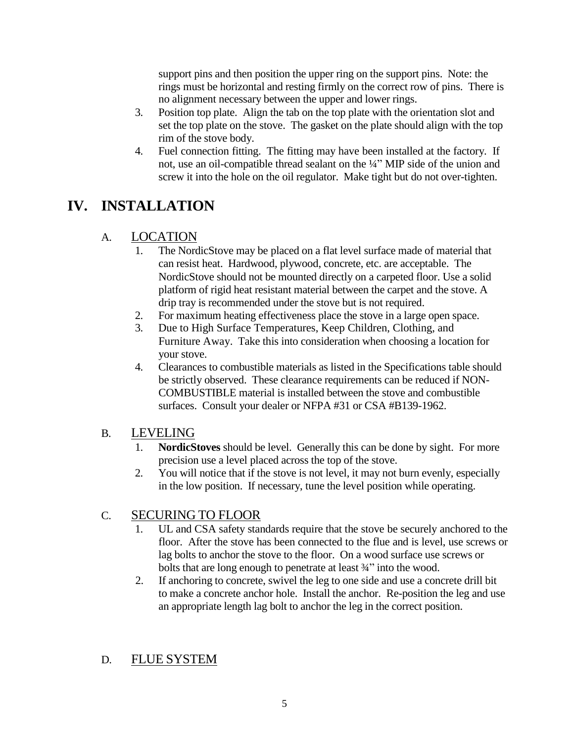support pins and then position the upper ring on the support pins. Note: the rings must be horizontal and resting firmly on the correct row of pins. There is no alignment necessary between the upper and lower rings.

3. Position top plate. Align the tab on the top plate with the orientation slot and set the top plate on the stove. The gasket on the plate should align with the top rim of the stove body.
4. Fuel connection fitting. The fitting may have been installed at the factory. If not, use an oil-compatible thread sealant on the ¼" MIP side of the union and screw it into the hole on the oil regulator. Make tight but do not over-tighten.

# IV. INSTALLATION

## A. LOCATION

1. The NordicStove may be placed on a flat level surface made of material that can resist heat. Hardwood, plywood, concrete, etc. are acceptable. The NordicStove should not be mounted directly on a carpeted floor. Use a solid platform of rigid heat resistant material between the carpet and the stove. A drip tray is recommended under the stove but is not required.
2. For maximum heating effectiveness place the stove in a large open space.
3. Due to High Surface Temperatures, Keep Children, Clothing, and Furniture Away. Take this into consideration when choosing a location for your stove.
4. Clearances to combustible materials as listed in the Specifications table should be strictly observed. These clearance requirements can be reduced if NON-COMBUSTIBLE material is installed between the stove and combustible surfaces. Consult your dealer or NFPA #31 or CSA #B139-1962.

## B. LEVELING

1. **NordicStoves** should be level. Generally this can be done by sight. For more precision use a level placed across the top of the stove.
2. You will notice that if the stove is not level, it may not burn evenly, especially in the low position. If necessary, tune the level position while operating.

## C. SECURING TO FLOOR

1. UL and CSA safety standards require that the stove be securely anchored to the floor. After the stove has been connected to the flue and is level, use screws or lag bolts to anchor the stove to the floor. On a wood surface use screws or bolts that are long enough to penetrate at least ¾" into the wood.
2. If anchoring to concrete, swivel the leg to one side and use a concrete drill bit to make a concrete anchor hole. Install the anchor. Re-position the leg and use an appropriate length lag bolt to anchor the leg in the correct position.

## D. FLUE SYSTEM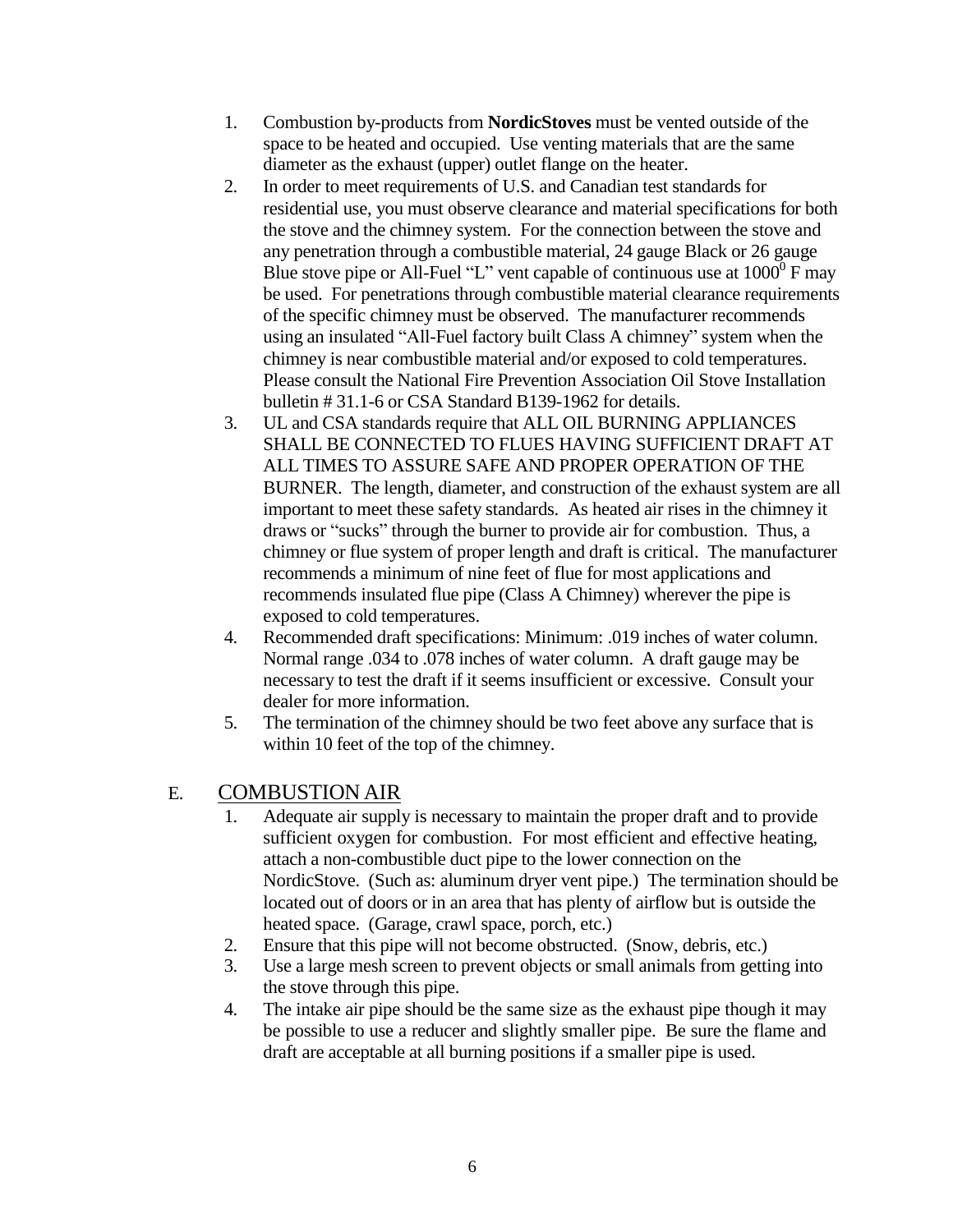1. Combustion by-products from **NordicStoves** must be vented outside of the space to be heated and occupied. Use venting materials that are the same diameter as the exhaust (upper) outlet flange on the heater.
2. In order to meet requirements of U.S. and Canadian test standards for residential use, you must observe clearance and material specifications for both the stove and the chimney system. For the connection between the stove and any penetration through a combustible material, 24 gauge Black or 26 gauge Blue stove pipe or All-Fuel "L" vent capable of continuous use at $1000^0$ F may be used. For penetrations through combustible material clearance requirements of the specific chimney must be observed. The manufacturer recommends using an insulated "All-Fuel factory built Class A chimney" system when the chimney is near combustible material and/or exposed to cold temperatures. Please consult the National Fire Prevention Association Oil Stove Installation bulletin # 31.1-6 or CSA Standard B139-1962 for details.
3. UL and CSA standards require that ALL OIL BURNING APPLIANCES SHALL BE CONNECTED TO FLUES HAVING SUFFICIENT DRAFT AT ALL TIMES TO ASSURE SAFE AND PROPER OPERATION OF THE BURNER. The length, diameter, and construction of the exhaust system are all important to meet these safety standards. As heated air rises in the chimney it draws or "sucks" through the burner to provide air for combustion. Thus, a chimney or flue system of proper length and draft is critical. The manufacturer recommends a minimum of nine feet of flue for most applications and recommends insulated flue pipe (Class A Chimney) wherever the pipe is exposed to cold temperatures.
4. Recommended draft specifications: Minimum: .019 inches of water column. Normal range .034 to .078 inches of water column. A draft gauge may be necessary to test the draft if it seems insufficient or excessive. Consult your dealer for more information.
5. The termination of the chimney should be two feet above any surface that is within 10 feet of the top of the chimney.

## E. COMBUSTION AIR

1. Adequate air supply is necessary to maintain the proper draft and to provide sufficient oxygen for combustion. For most efficient and effective heating, attach a non-combustible duct pipe to the lower connection on the NordicStove. (Such as: aluminum dryer vent pipe.) The termination should be located out of doors or in an area that has plenty of airflow but is outside the heated space. (Garage, crawl space, porch, etc.)
2. Ensure that this pipe will not become obstructed. (Snow, debris, etc.)
3. Use a large mesh screen to prevent objects or small animals from getting into the stove through this pipe.
4. The intake air pipe should be the same size as the exhaust pipe though it may be possible to use a reducer and slightly smaller pipe. Be sure the flame and draft are acceptable at all burning positions if a smaller pipe is used.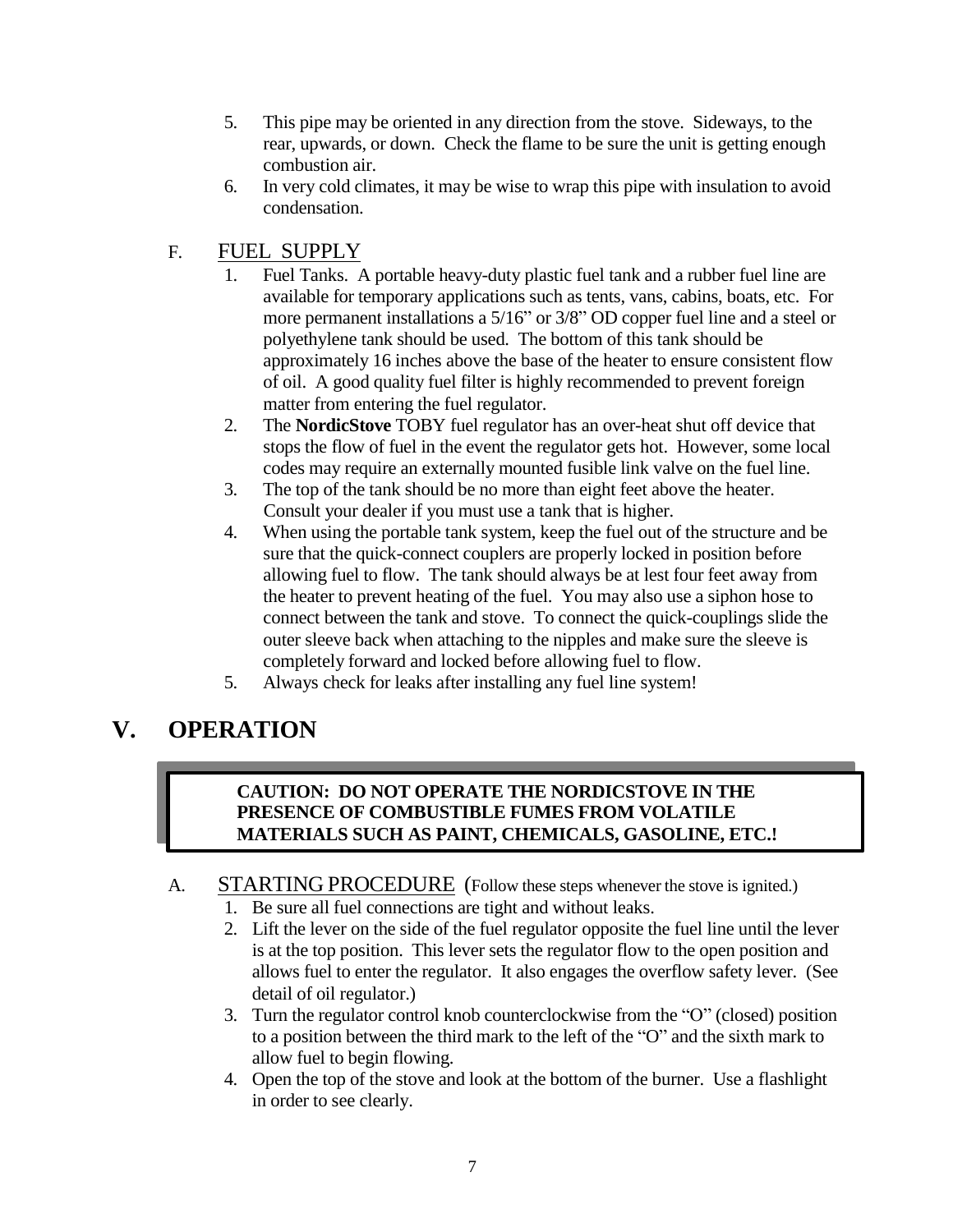5. This pipe may be oriented in any direction from the stove. Sideways, to the rear, upwards, or down. Check the flame to be sure the unit is getting enough combustion air.
6. In very cold climates, it may be wise to wrap this pipe with insulation to avoid condensation.

### F. FUEL SUPPLY

1. Fuel Tanks. A portable heavy-duty plastic fuel tank and a rubber fuel line are available for temporary applications such as tents, vans, cabins, boats, etc. For more permanent installations a 5/16" or 3/8" OD copper fuel line and a steel or polyethylene tank should be used. The bottom of this tank should be approximately 16 inches above the base of the heater to ensure consistent flow of oil. A good quality fuel filter is highly recommended to prevent foreign matter from entering the fuel regulator.
2. The **NordicStove** TOBY fuel regulator has an over-heat shut off device that stops the flow of fuel in the event the regulator gets hot. However, some local codes may require an externally mounted fusible link valve on the fuel line.
3. The top of the tank should be no more than eight feet above the heater. Consult your dealer if you must use a tank that is higher.
4. When using the portable tank system, keep the fuel out of the structure and be sure that the quick-connect couplers are properly locked in position before allowing fuel to flow. The tank should always be at lest four feet away from the heater to prevent heating of the fuel. You may also use a siphon hose to connect between the tank and stove. To connect the quick-couplings slide the outer sleeve back when attaching to the nipples and make sure the sleeve is completely forward and locked before allowing fuel to flow.
5. Always check for leaks after installing any fuel line system!

## V. OPERATION

**CAUTION: DO NOT OPERATE THE NORDICSTOVE IN THE PRESENCE OF COMBUSTIBLE FUMES FROM VOLATILE MATERIALS SUCH AS PAINT, CHEMICALS, GASOLINE, ETC.!**

### A. STARTING PROCEDURE (Follow these steps whenever the stove is ignited.)

1. Be sure all fuel connections are tight and without leaks.
2. Lift the lever on the side of the fuel regulator opposite the fuel line until the lever is at the top position. This lever sets the regulator flow to the open position and allows fuel to enter the regulator. It also engages the overflow safety lever. (See detail of oil regulator.)
3. Turn the regulator control knob counterclockwise from the "O" (closed) position to a position between the third mark to the left of the "O" and the sixth mark to allow fuel to begin flowing.
4. Open the top of the stove and look at the bottom of the burner. Use a flashlight in order to see clearly.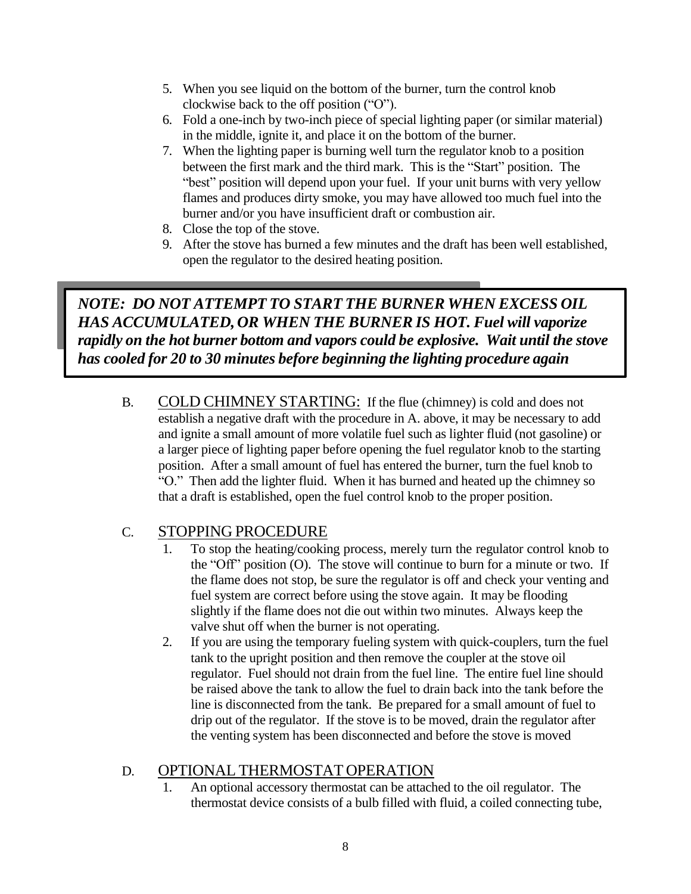5. When you see liquid on the bottom of the burner, turn the control knob clockwise back to the off position (“O”).
6. Fold a one-inch by two-inch piece of special lighting paper (or similar material) in the middle, ignite it, and place it on the bottom of the burner.
7. When the lighting paper is burning well turn the regulator knob to a position between the first mark and the third mark. This is the “Start” position. The “best” position will depend upon your fuel. If your unit burns with very yellow flames and produces dirty smoke, you may have allowed too much fuel into the burner and/or you have insufficient draft or combustion air.
8. Close the top of the stove.
9. After the stove has burned a few minutes and the draft has been well established, open the regulator to the desired heating position.

> ***NOTE: DO NOT ATTEMPT TO START THE BURNER WHEN EXCESS OIL HAS ACCUMULATED, OR WHEN THE BURNER IS HOT. Fuel will vaporize rapidly on the hot burner bottom and vapors could be explosive. Wait until the stove has cooled for 20 to 30 minutes before beginning the lighting procedure again***

B. <u>COLD CHIMNEY STARTING:</u> If the flue (chimney) is cold and does not establish a negative draft with the procedure in A. above, it may be necessary to add and ignite a small amount of more volatile fuel such as lighter fluid (not gasoline) or a larger piece of lighting paper before opening the fuel regulator knob to the starting position. After a small amount of fuel has entered the burner, turn the fuel knob to “O.” Then add the lighter fluid. When it has burned and heated up the chimney so that a draft is established, open the fuel control knob to the proper position.

## C. STOPPING PROCEDURE

1. To stop the heating/cooking process, merely turn the regulator control knob to the “Off” position (O). The stove will continue to burn for a minute or two. If the flame does not stop, be sure the regulator is off and check your venting and fuel system are correct before using the stove again. It may be flooding slightly if the flame does not die out within two minutes. Always keep the valve shut off when the burner is not operating.
2. If you are using the temporary fueling system with quick-couplers, turn the fuel tank to the upright position and then remove the coupler at the stove oil regulator. Fuel should not drain from the fuel line. The entire fuel line should be raised above the tank to allow the fuel to drain back into the tank before the line is disconnected from the tank. Be prepared for a small amount of fuel to drip out of the regulator. If the stove is to be moved, drain the regulator after the venting system has been disconnected and before the stove is moved

## D. OPTIONAL THERMOSTAT OPERATION

1. An optional accessory thermostat can be attached to the oil regulator. The thermostat device consists of a bulb filled with fluid, a coiled connecting tube,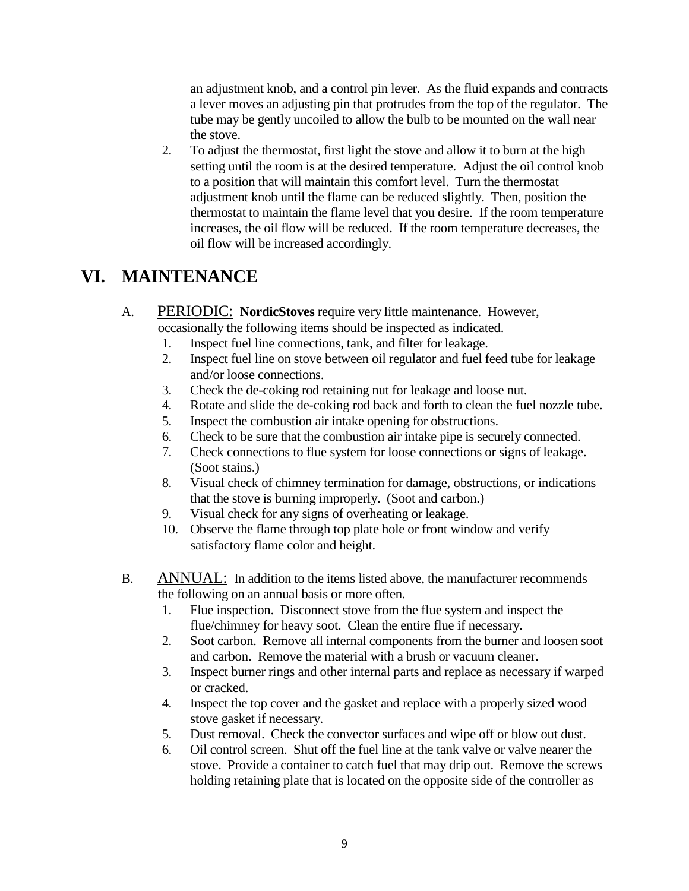an adjustment knob, and a control pin lever. As the fluid expands and contracts a lever moves an adjusting pin that protrudes from the top of the regulator. The tube may be gently uncoiled to allow the bulb to be mounted on the wall near the stove.

2. To adjust the thermostat, first light the stove and allow it to burn at the high setting until the room is at the desired temperature. Adjust the oil control knob to a position that will maintain this comfort level. Turn the thermostat adjustment knob until the flame can be reduced slightly. Then, position the thermostat to maintain the flame level that you desire. If the room temperature increases, the oil flow will be reduced. If the room temperature decreases, the oil flow will be increased accordingly.

# VI. MAINTENANCE

A. PERIODIC: **NordicStoves** require very little maintenance. However, occasionally the following items should be inspected as indicated.

1. Inspect fuel line connections, tank, and filter for leakage.
2. Inspect fuel line on stove between oil regulator and fuel feed tube for leakage and/or loose connections.
3. Check the de-coking rod retaining nut for leakage and loose nut.
4. Rotate and slide the de-coking rod back and forth to clean the fuel nozzle tube.
5. Inspect the combustion air intake opening for obstructions.
6. Check to be sure that the combustion air intake pipe is securely connected.
7. Check connections to flue system for loose connections or signs of leakage. (Soot stains.)
8. Visual check of chimney termination for damage, obstructions, or indications that the stove is burning improperly. (Soot and carbon.)
9. Visual check for any signs of overheating or leakage.
10. Observe the flame through top plate hole or front window and verify satisfactory flame color and height.

B. ANNUAL: In addition to the items listed above, the manufacturer recommends the following on an annual basis or more often.

1. Flue inspection. Disconnect stove from the flue system and inspect the flue/chimney for heavy soot. Clean the entire flue if necessary.
2. Soot carbon. Remove all internal components from the burner and loosen soot and carbon. Remove the material with a brush or vacuum cleaner.
3. Inspect burner rings and other internal parts and replace as necessary if warped or cracked.
4. Inspect the top cover and the gasket and replace with a properly sized wood stove gasket if necessary.
5. Dust removal. Check the convector surfaces and wipe off or blow out dust.
6. Oil control screen. Shut off the fuel line at the tank valve or valve nearer the stove. Provide a container to catch fuel that may drip out. Remove the screws holding retaining plate that is located on the opposite side of the controller as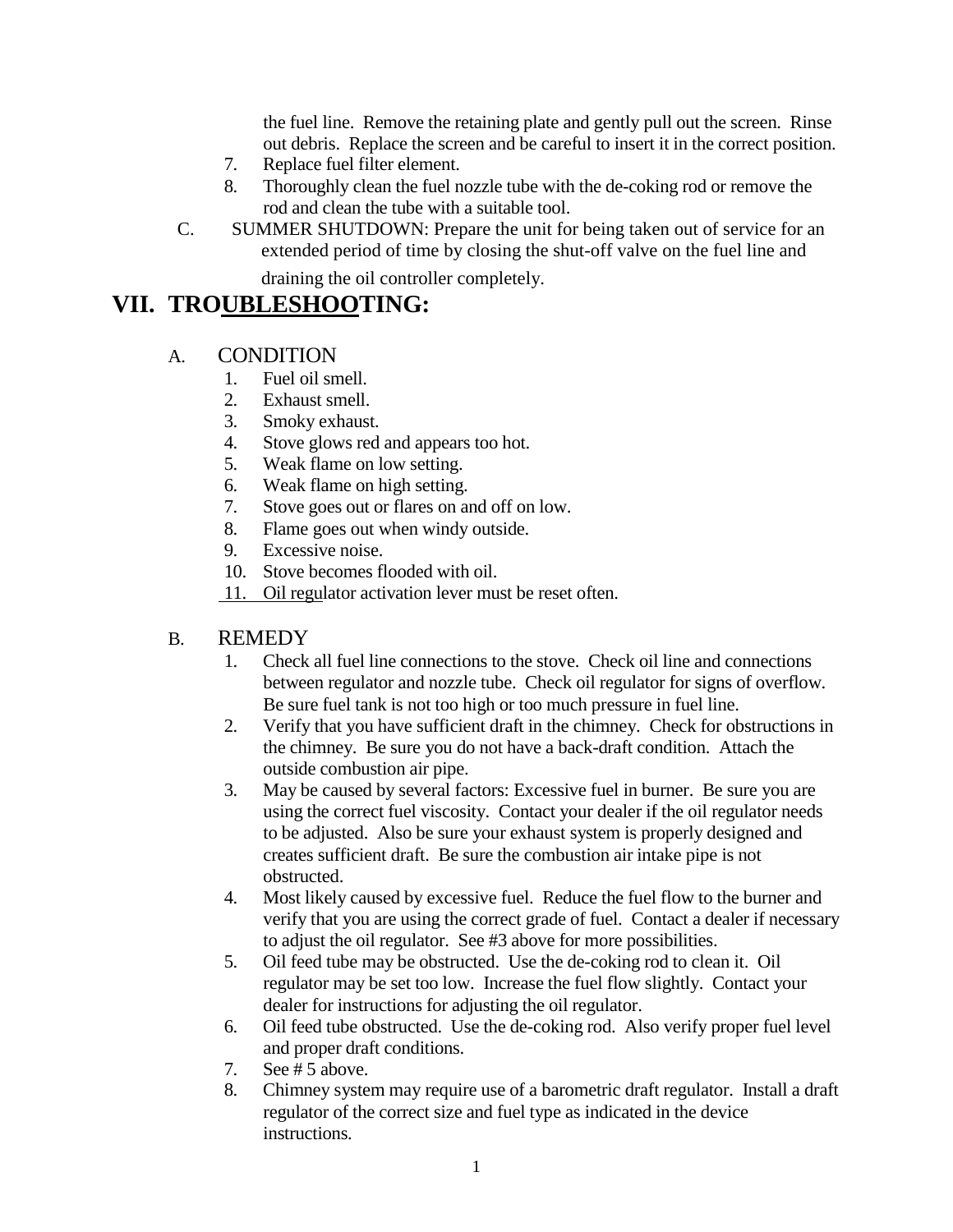the fuel line. Remove the retaining plate and gently pull out the screen. Rinse out debris. Replace the screen and be careful to insert it in the correct position.

7. Replace fuel filter element.
8. Thoroughly clean the fuel nozzle tube with the de-coking rod or remove the rod and clean the tube with a suitable tool.

C. SUMMER SHUTDOWN: Prepare the unit for being taken out of service for an extended period of time by closing the shut-off valve on the fuel line and draining the oil controller completely.

# VII. TROUBLESHOOTING:

## A. CONDITION

1. Fuel oil smell.
2. Exhaust smell.
3. Smoky exhaust.
4. Stove glows red and appears too hot.
5. Weak flame on low setting.
6. Weak flame on high setting.
7. Stove goes out or flares on and off on low.
8. Flame goes out when windy outside.
9. Excessive noise.
10. Stove becomes flooded with oil.
11. Oil regulator activation lever must be reset often.

## B. REMEDY

1. Check all fuel line connections to the stove. Check oil line and connections between regulator and nozzle tube. Check oil regulator for signs of overflow. Be sure fuel tank is not too high or too much pressure in fuel line.
2. Verify that you have sufficient draft in the chimney. Check for obstructions in the chimney. Be sure you do not have a back-draft condition. Attach the outside combustion air pipe.
3. May be caused by several factors: Excessive fuel in burner. Be sure you are using the correct fuel viscosity. Contact your dealer if the oil regulator needs to be adjusted. Also be sure your exhaust system is properly designed and creates sufficient draft. Be sure the combustion air intake pipe is not obstructed.
4. Most likely caused by excessive fuel. Reduce the fuel flow to the burner and verify that you are using the correct grade of fuel. Contact a dealer if necessary to adjust the oil regulator. See #3 above for more possibilities.
5. Oil feed tube may be obstructed. Use the de-coking rod to clean it. Oil regulator may be set too low. Increase the fuel flow slightly. Contact your dealer for instructions for adjusting the oil regulator.
6. Oil feed tube obstructed. Use the de-coking rod. Also verify proper fuel level and proper draft conditions.
7. See # 5 above.
8. Chimney system may require use of a barometric draft regulator. Install a draft regulator of the correct size and fuel type as indicated in the device instructions.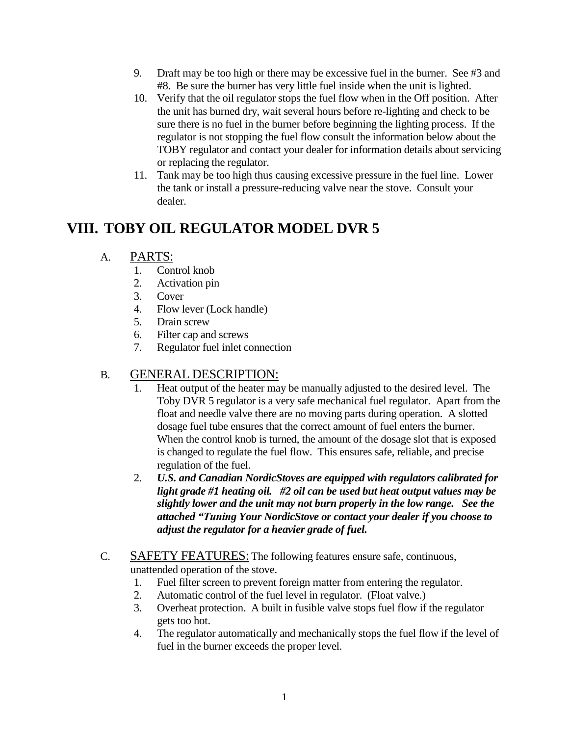9. Draft may be too high or there may be excessive fuel in the burner. See #3 and #8. Be sure the burner has very little fuel inside when the unit is lighted.
10. Verify that the oil regulator stops the fuel flow when in the Off position. After the unit has burned dry, wait several hours before re-lighting and check to be sure there is no fuel in the burner before beginning the lighting process. If the regulator is not stopping the fuel flow consult the information below about the TOBY regulator and contact your dealer for information details about servicing or replacing the regulator.
11. Tank may be too high thus causing excessive pressure in the fuel line. Lower the tank or install a pressure-reducing valve near the stove. Consult your dealer.

# VIII. TOBY OIL REGULATOR MODEL DVR 5

## A. PARTS:

1. Control knob
2. Activation pin
3. Cover
4. Flow lever (Lock handle)
5. Drain screw
6. Filter cap and screws
7. Regulator fuel inlet connection

## B. GENERAL DESCRIPTION:

1. Heat output of the heater may be manually adjusted to the desired level. The Toby DVR 5 regulator is a very safe mechanical fuel regulator. Apart from the float and needle valve there are no moving parts during operation. A slotted dosage fuel tube ensures that the correct amount of fuel enters the burner. When the control knob is turned, the amount of the dosage slot that is exposed is changed to regulate the fuel flow. This ensures safe, reliable, and precise regulation of the fuel.
2. ***U.S. and Canadian NordicStoves are equipped with regulators calibrated for light grade #1 heating oil. #2 oil can be used but heat output values may be slightly lower and the unit may not burn properly in the low range. See the attached "Tuning Your NordicStove or contact your dealer if you choose to adjust the regulator for a heavier grade of fuel.***

## C. SAFETY FEATURES: The following features ensure safe, continuous, unattended operation of the stove.

1. Fuel filter screen to prevent foreign matter from entering the regulator.
2. Automatic control of the fuel level in regulator. (Float valve.)
3. Overheat protection. A built in fusible valve stops fuel flow if the regulator gets too hot.
4. The regulator automatically and mechanically stops the fuel flow if the level of fuel in the burner exceeds the proper level.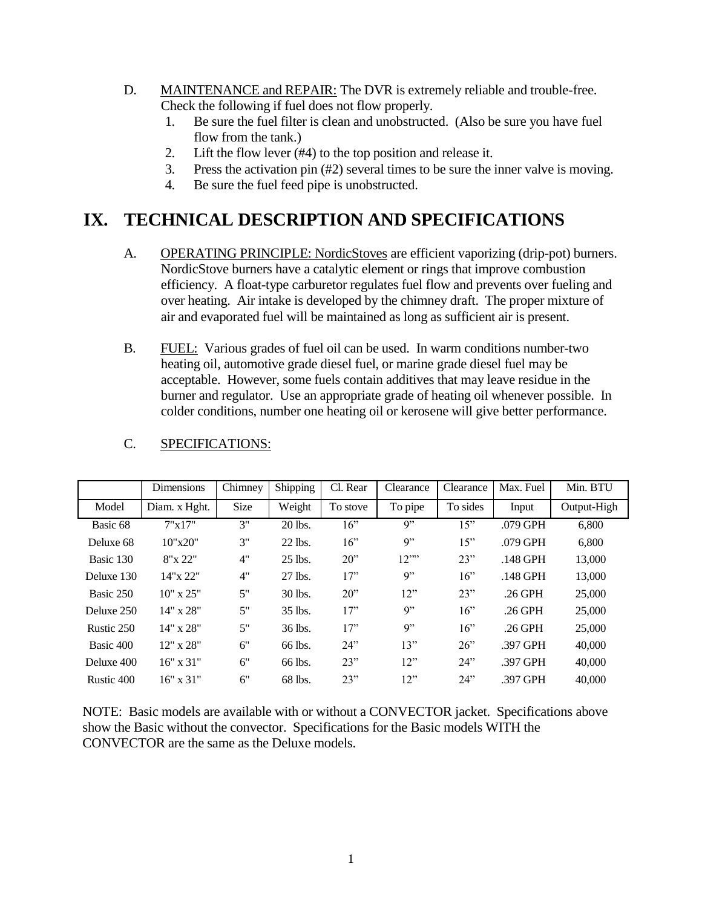D. MAINTENANCE and REPAIR: The DVR is extremely reliable and trouble-free. Check the following if fuel does not flow properly.

1. Be sure the fuel filter is clean and unobstructed. (Also be sure you have fuel flow from the tank.)
2. Lift the flow lever (#4) to the top position and release it.
3. Press the activation pin (#2) several times to be sure the inner valve is moving.
4. Be sure the fuel feed pipe is unobstructed.

# IX. TECHNICAL DESCRIPTION AND SPECIFICATIONS

A. OPERATING PRINCIPLE: NordicStoves are efficient vaporizing (drip-pot) burners. NordicStove burners have a catalytic element or rings that improve combustion efficiency. A float-type carburetor regulates fuel flow and prevents over fueling and over heating. Air intake is developed by the chimney draft. The proper mixture of air and evaporated fuel will be maintained as long as sufficient air is present.

B. FUEL: Various grades of fuel oil can be used. In warm conditions number-two heating oil, automotive grade diesel fuel, or marine grade diesel fuel may be acceptable. However, some fuels contain additives that may leave residue in the burner and regulator. Use an appropriate grade of heating oil whenever possible. In colder conditions, number one heating oil or kerosene will give better performance.

C. SPECIFICATIONS:

| | Dimensions | Chimney | Shipping | Cl. Rear | Clearance | Clearance | Max. Fuel | Min. BTU |
|---|---|---|---|---|---|---|---|---|
| Model | Diam. x Hght. | Size | Weight | To stove | To pipe | To sides | Input | Output-High |
| Basic 68 | 7"x17" | 3" | 20 lbs. | 16" | 9" | 15" | .079 GPH | 6,800 |
| Deluxe 68 | 10"x20" | 3" | 22 lbs. | 16" | 9" | 15" | .079 GPH | 6,800 |
| Basic 130 | 8"x 22" | 4" | 25 lbs. | 20" | 12"" | 23" | .148 GPH | 13,000 |
| Deluxe 130 | 14"x 22" | 4" | 27 lbs. | 17" | 9" | 16" | .148 GPH | 13,000 |
| Basic 250 | 10" x 25" | 5" | 30 lbs. | 20" | 12" | 23" | .26 GPH | 25,000 |
| Deluxe 250 | 14" x 28" | 5" | 35 lbs. | 17" | 9" | 16" | .26 GPH | 25,000 |
| Rustic 250 | 14" x 28" | 5" | 36 lbs. | 17" | 9" | 16" | .26 GPH | 25,000 |
| Basic 400 | 12" x 28" | 6" | 66 lbs. | 24" | 13" | 26" | .397 GPH | 40,000 |
| Deluxe 400 | 16" x 31" | 6" | 66 lbs. | 23" | 12" | 24" | .397 GPH | 40,000 |
| Rustic 400 | 16" x 31" | 6" | 68 lbs. | 23" | 12" | 24" | .397 GPH | 40,000 |

NOTE: Basic models are available with or without a CONVECTOR jacket. Specifications above show the Basic without the convector. Specifications for the Basic models WITH the CONVECTOR are the same as the Deluxe models.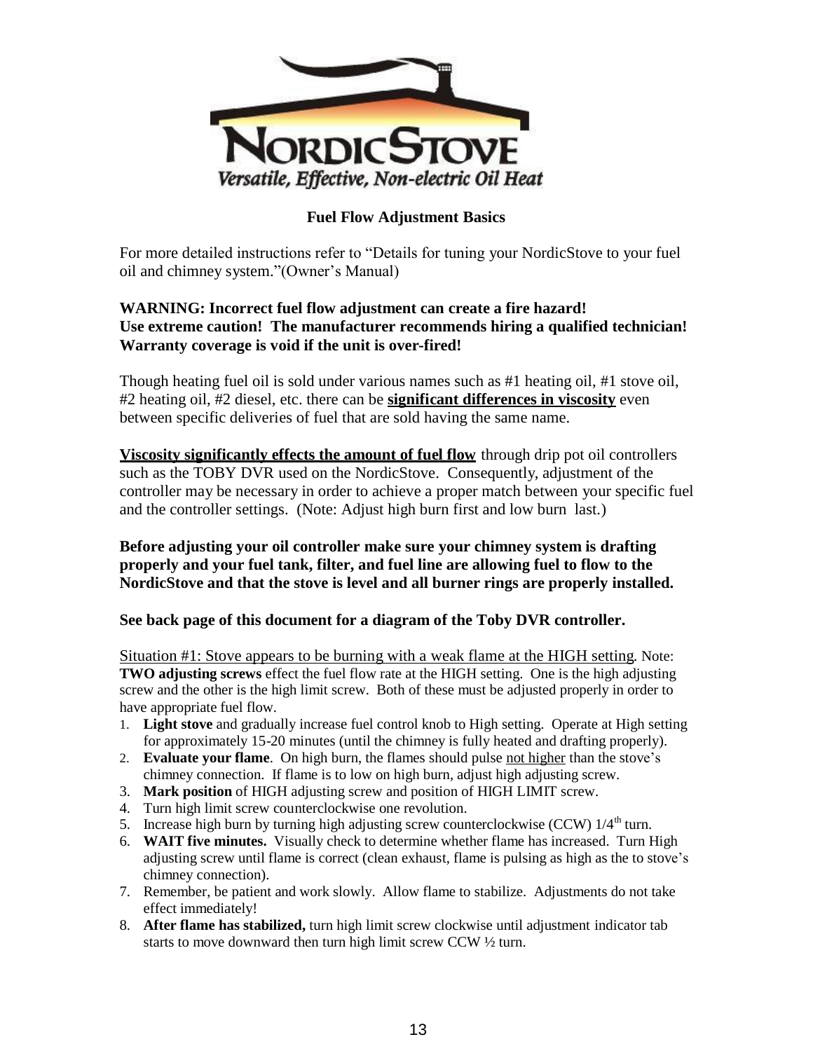**NORDICSTOVE**
*Versatile, Effective, Non-electric Oil Heat*

**Fuel Flow Adjustment Basics**

For more detailed instructions refer to "Details for tuning your NordicStove to your fuel oil and chimney system."(Owner's Manual)

**WARNING: Incorrect fuel flow adjustment can create a fire hazard!**
**Use extreme caution! The manufacturer recommends hiring a qualified technician!**
**Warranty coverage is void if the unit is over-fired!**

Though heating fuel oil is sold under various names such as #1 heating oil, #1 stove oil, #2 heating oil, #2 diesel, etc. there can be **significant differences in viscosity** even between specific deliveries of fuel that are sold having the same name.

**Viscosity significantly effects the amount of fuel flow** through drip pot oil controllers such as the TOBY DVR used on the NordicStove. Consequently, adjustment of the controller may be necessary in order to achieve a proper match between your specific fuel and the controller settings. (Note: Adjust high burn first and low burn last.)

**Before adjusting your oil controller make sure your chimney system is drafting properly and your fuel tank, filter, and fuel line are allowing fuel to flow to the NordicStove and that the stove is level and all burner rings are properly installed.**

**See back page of this document for a diagram of the Toby DVR controller.**

Situation #1: Stove appears to be burning with a weak flame at the HIGH setting. Note: **TWO adjusting screws** effect the fuel flow rate at the HIGH setting. One is the high adjusting screw and the other is the high limit screw. Both of these must be adjusted properly in order to have appropriate fuel flow.

1. **Light stove** and gradually increase fuel control knob to High setting. Operate at High setting for approximately 15-20 minutes (until the chimney is fully heated and drafting properly).
2. **Evaluate your flame**. On high burn, the flames should pulse not higher than the stove's chimney connection. If flame is to low on high burn, adjust high adjusting screw.
3. **Mark position** of HIGH adjusting screw and position of HIGH LIMIT screw.
4. Turn high limit screw counterclockwise one revolution.
5. Increase high burn by turning high adjusting screw counterclockwise (CCW) 1/4th turn.
6. **WAIT five minutes.** Visually check to determine whether flame has increased. Turn High adjusting screw until flame is correct (clean exhaust, flame is pulsing as high as the to stove's chimney connection).
7. Remember, be patient and work slowly. Allow flame to stabilize. Adjustments do not take effect immediately!
8. **After flame has stabilized,** turn high limit screw clockwise until adjustment indicator tab starts to move downward then turn high limit screw CCW ½ turn.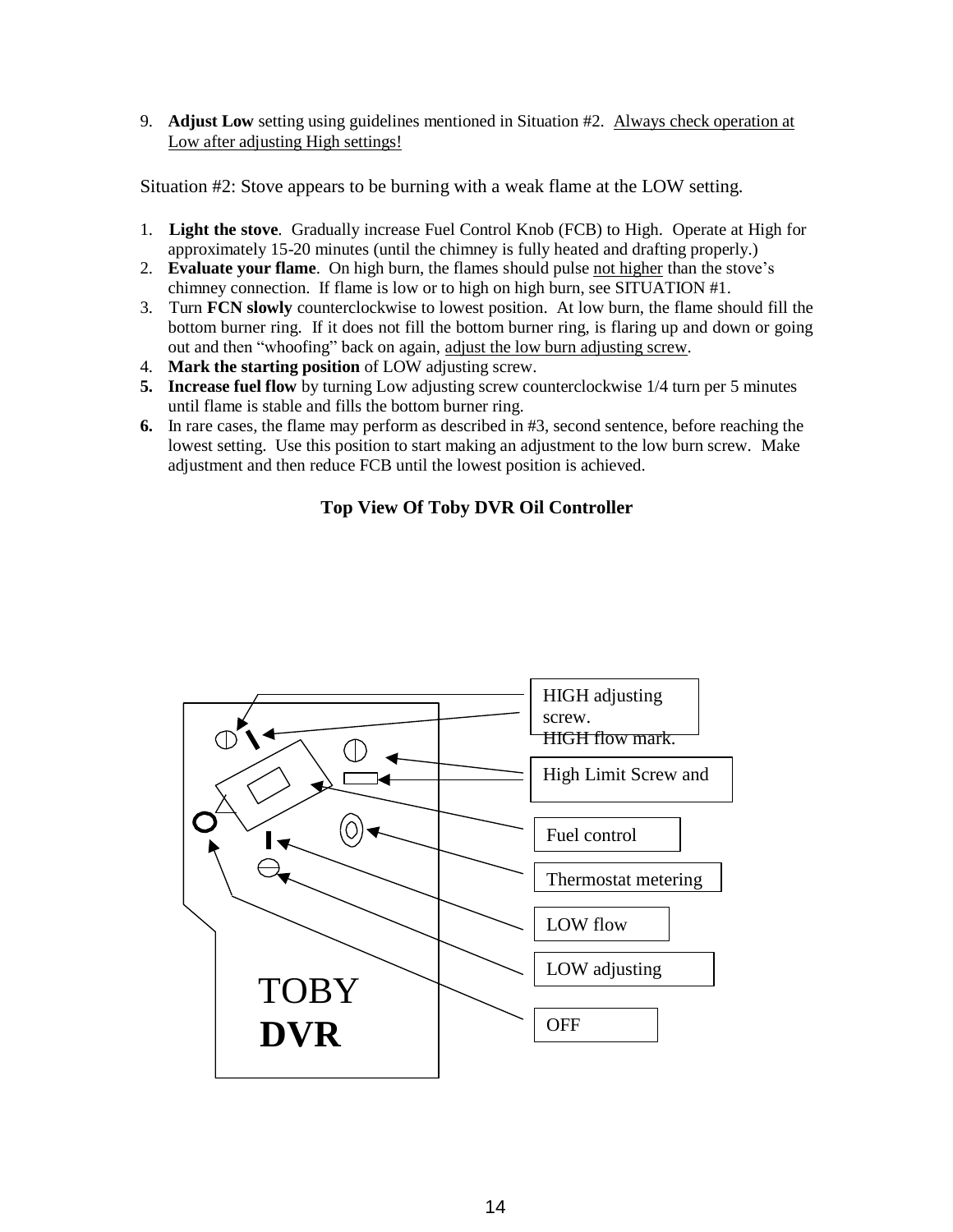9. **Adjust Low** setting using guidelines mentioned in Situation #2. Always check operation at Low after adjusting High settings!

Situation #2: Stove appears to be burning with a weak flame at the LOW setting.

1. **Light the stove**. Gradually increase Fuel Control Knob (FCB) to High. Operate at High for approximately 15-20 minutes (until the chimney is fully heated and drafting properly.)
2. **Evaluate your flame**. On high burn, the flames should pulse not higher than the stove's chimney connection. If flame is low or to high on high burn, see SITUATION #1.
3. Turn **FCN slowly** counterclockwise to lowest position. At low burn, the flame should fill the bottom burner ring. If it does not fill the bottom burner ring, is flaring up and down or going out and then "whoofing" back on again, adjust the low burn adjusting screw.
4. **Mark the starting position** of LOW adjusting screw.
5. **Increase fuel flow** by turning Low adjusting screw counterclockwise 1/4 turn per 5 minutes until flame is stable and fills the bottom burner ring.
6. In rare cases, the flame may perform as described in #3, second sentence, before reaching the lowest setting. Use this position to start making an adjustment to the low burn screw. Make adjustment and then reduce FCB until the lowest position is achieved.

**Top View Of Toby DVR Oil Controller**

TOBY
**DVR**

HIGH adjusting screw.
HIGH flow mark.

High Limit Screw and

Fuel control

Thermostat metering

LOW flow

LOW adjusting

OFF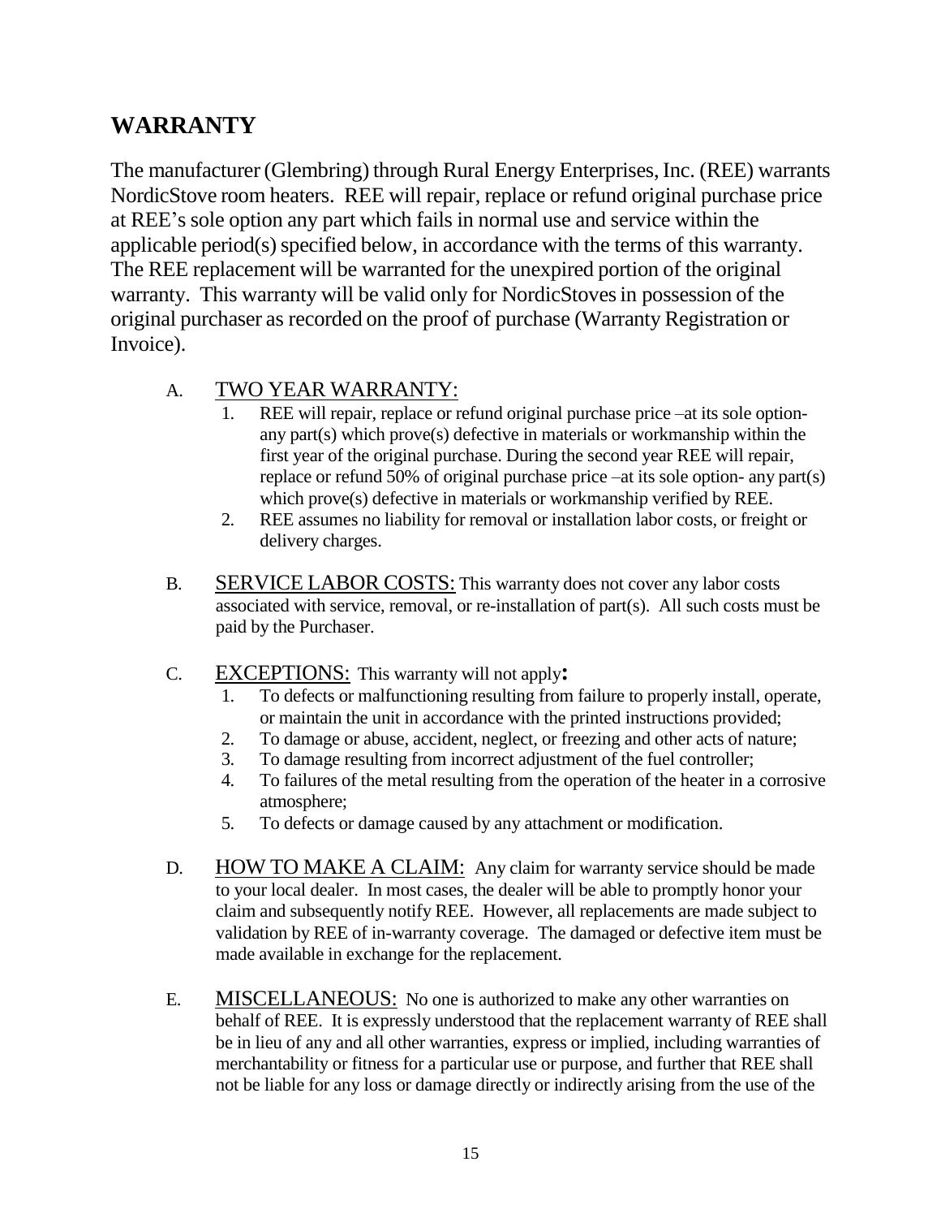## WARRANTY

The manufacturer (Glembring) through Rural Energy Enterprises, Inc. (REE) warrants NordicStove room heaters. REE will repair, replace or refund original purchase price at REE's sole option any part which fails in normal use and service within the applicable period(s) specified below, in accordance with the terms of this warranty. The REE replacement will be warranted for the unexpired portion of the original warranty. This warranty will be valid only for NordicStoves in possession of the original purchaser as recorded on the proof of purchase (Warranty Registration or Invoice).

A. TWO YEAR WARRANTY:
   1. REE will repair, replace or refund original purchase price –at its sole option- any part(s) which prove(s) defective in materials or workmanship within the first year of the original purchase. During the second year REE will repair, replace or refund 50% of original purchase price –at its sole option- any part(s) which prove(s) defective in materials or workmanship verified by REE.
   2. REE assumes no liability for removal or installation labor costs, or freight or delivery charges.

B. SERVICE LABOR COSTS: This warranty does not cover any labor costs associated with service, removal, or re-installation of part(s). All such costs must be paid by the Purchaser.

C. EXCEPTIONS: This warranty will not apply**:**
   1. To defects or malfunctioning resulting from failure to properly install, operate, or maintain the unit in accordance with the printed instructions provided;
   2. To damage or abuse, accident, neglect, or freezing and other acts of nature;
   3. To damage resulting from incorrect adjustment of the fuel controller;
   4. To failures of the metal resulting from the operation of the heater in a corrosive atmosphere;
   5. To defects or damage caused by any attachment or modification.

D. HOW TO MAKE A CLAIM: Any claim for warranty service should be made to your local dealer. In most cases, the dealer will be able to promptly honor your claim and subsequently notify REE. However, all replacements are made subject to validation by REE of in-warranty coverage. The damaged or defective item must be made available in exchange for the replacement.

E. MISCELLANEOUS: No one is authorized to make any other warranties on behalf of REE. It is expressly understood that the replacement warranty of REE shall be in lieu of any and all other warranties, express or implied, including warranties of merchantability or fitness for a particular use or purpose, and further that REE shall not be liable for any loss or damage directly or indirectly arising from the use of the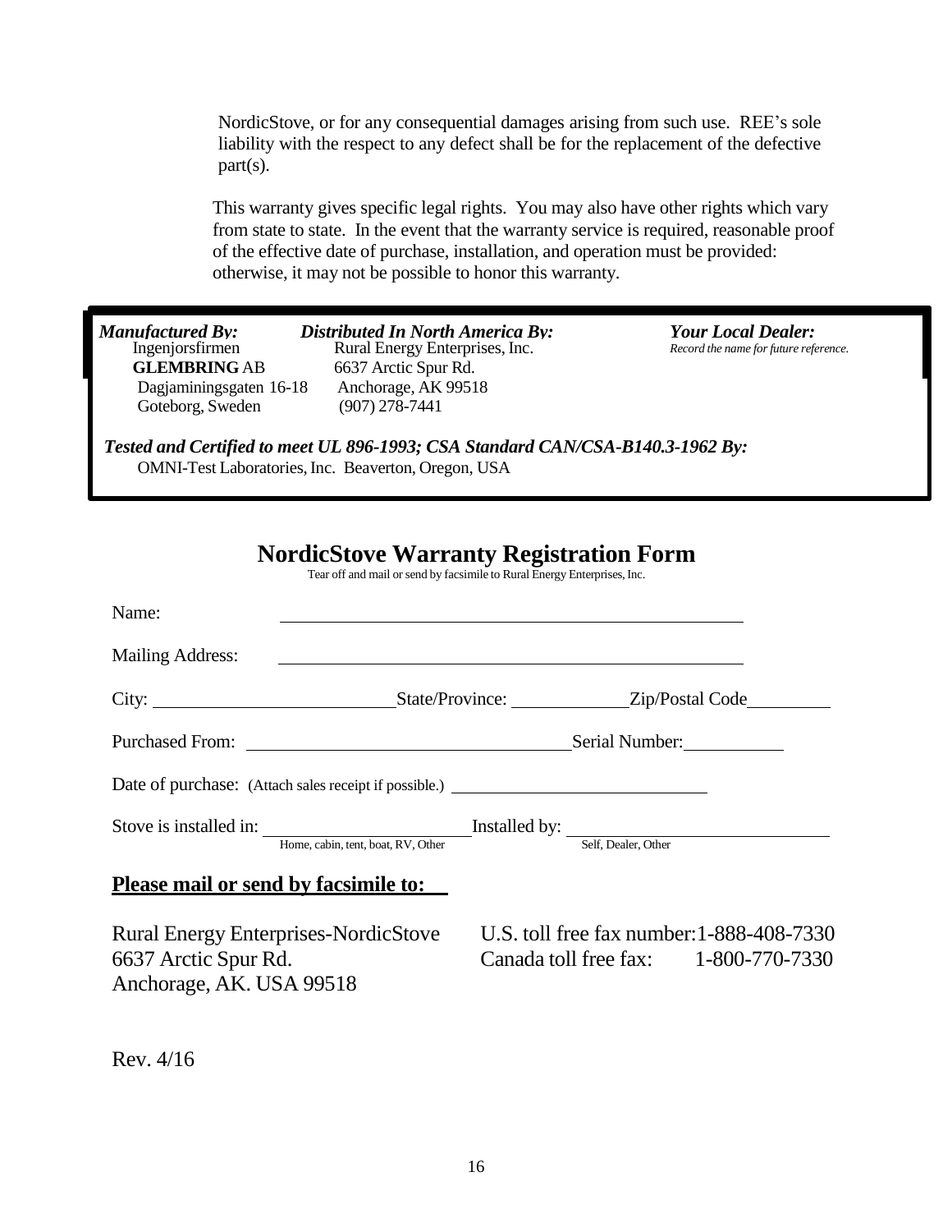NordicStove, or for any consequential damages arising from such use. REE's sole liability with the respect to any defect shall be for the replacement of the defective part(s).

This warranty gives specific legal rights. You may also have other rights which vary from state to state. In the event that the warranty service is required, reasonable proof of the effective date of purchase, installation, and operation must be provided: otherwise, it may not be possible to honor this warranty.

***Manufactured By:***
Ingenjorsfirmen
**GLEMBRING** AB
Dagjaminingsgaten 16-18
Goteborg, Sweden

***Distributed In North America By:***
Rural Energy Enterprises, Inc.
6637 Arctic Spur Rd.
Anchorage, AK 99518
(907) 278-7441

***Your Local Dealer:***
*Record the name for future reference.*

***Tested and Certified to meet UL 896-1993; CSA Standard CAN/CSA-B140.3-1962 By:***
OMNI-Test Laboratories, Inc. Beaverton, Oregon, USA

# NordicStove Warranty Registration Form

Tear off and mail or send by facsimile to Rural Energy Enterprises, Inc.

Name: ______________________________

Mailing Address: ______________________________

City: ____________ State/Province: ____________ Zip/Postal Code ____________

Purchased From: ______________________________ Serial Number: ____________

Date of purchase: (Attach sales receipt if possible.) ______________________________

Stove is installed in: ____________ (Home, cabin, tent, boat, RV, Other) Installed by: ____________ (Self, Dealer, Other)

**Please mail or send by facsimile to:**

Rural Energy Enterprises-NordicStove
6637 Arctic Spur Rd.
Anchorage, AK. USA 99518

U.S. toll free fax number: 1-888-408-7330
Canada toll free fax: 1-800-770-7330

Rev. 4/16